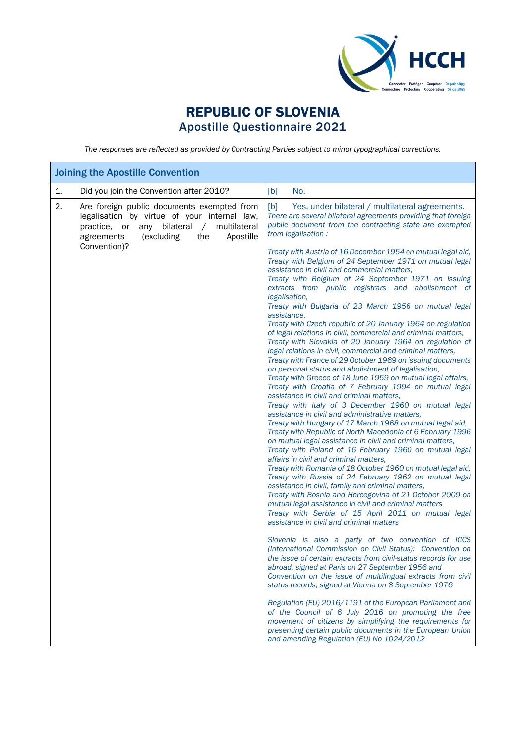# REPUBLIC OF SLOVENIA
## Apostille Questionnaire 2021

*The responses are reflected as provided by Contracting Parties subject to minor typographical corrections.*

| Joining the Apostille Convention | | |
|---|---|---|
| 1. | Did you join the Convention after 2010? | [b] No. |
| 2. | Are foreign public documents exempted from legalisation by virtue of your internal law, practice, or any bilateral / multilateral agreements (excluding the Apostille Convention)? | [b] Yes, under bilateral / multilateral agreements.<br>*There are several bilateral agreements providing that foreign public document from the contracting state are exempted from legalisation :*<br><br>*Treaty with Austria of 16 December 1954 on mutual legal aid,*<br>*Treaty with Belgium of 24 September 1971 on mutual legal assistance in civil and commercial matters,*<br>*Treaty with Belgium of 24 September 1971 on issuing extracts from public registrars and abolishment of legalisation,*<br>*Treaty with Bulgaria of 23 March 1956 on mutual legal assistance,*<br>*Treaty with Czech republic of 20 January 1964 on regulation of legal relations in civil, commercial and criminal matters,*<br>*Treaty with Slovakia of 20 January 1964 on regulation of legal relations in civil, commercial and criminal matters,*<br>*Treaty with France of 29 October 1969 on issuing documents on personal status and abolishment of legalisation,*<br>*Treaty with Greece of 18 June 1959 on mutual legal affairs,*<br>*Treaty with Croatia of 7 February 1994 on mutual legal assistance in civil and criminal matters,*<br>*Treaty with Italy of 3 December 1960 on mutual legal assistance in civil and administrative matters,*<br>*Treaty with Hungary of 17 March 1968 on mutual legal aid,*<br>*Treaty with Republic of North Macedonia of 6 February 1996 on mutual legal assistance in civil and criminal matters,*<br>*Treaty with Poland of 16 February 1960 on mutual legal affairs in civil and criminal matters,*<br>*Treaty with Romania of 18 October 1960 on mutual legal aid,*<br>*Treaty with Russia of 24 February 1962 on mutual legal assistance in civil, family and criminal matters,*<br>*Treaty with Bosnia and Hercegovina of 21 October 2009 on mutual legal assistance in civil and criminal matters*<br>*Treaty with Serbia of 15 April 2011 on mutual legal assistance in civil and criminal matters*<br><br>*Slovenia is also a party of two convention of ICCS (International Commission on Civil Status): Convention on the issue of certain extracts from civil-status records for use abroad, signed at Paris on 27 September 1956 and Convention on the issue of multilingual extracts from civil status records, signed at Vienna on 8 September 1976*<br><br>*Regulation (EU) 2016/1191 of the European Parliament and of the Council of 6 July 2016 on promoting the free movement of citizens by simplifying the requirements for presenting certain public documents in the European Union and amending Regulation (EU) No 1024/2012* |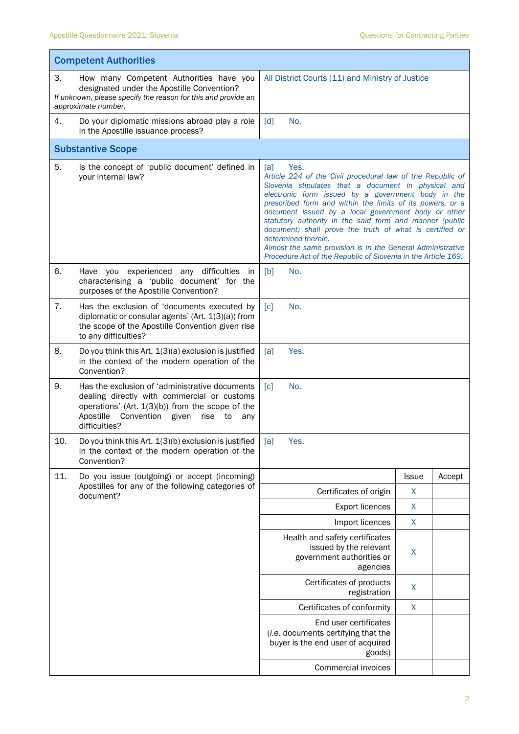| **Competent Authorities** | |
|---|---|
| 3. How many Competent Authorities have you designated under the Apostille Convention? *If unknown, please specify the reason for this and provide an approximate number.* | All District Courts (11) and Ministry of Justice |
| 4. Do your diplomatic missions abroad play a role in the Apostille issuance process? | [d] No. |
| **Substantive Scope** | |
| 5. Is the concept of 'public document' defined in your internal law? | [a] Yes. *Article 224 of the Civil procedural law of the Republic of Slovenia stipulates that a document in physical and electronic form issued by a government body in the prescribed form and within the limits of its powers, or a document issued by a local government body or other statutory authority in the said form and manner (public document) shall prove the truth of what is certified or determined therein.* *Almost the same provision is in the General Administrative Procedure Act of the Republic of Slovenia in the Article 169.* |
| 6. Have you experienced any difficulties in characterising a 'public document' for the purposes of the Apostille Convention? | [b] No. |
| 7. Has the exclusion of 'documents executed by diplomatic or consular agents' (Art. 1(3)(a)) from the scope of the Apostille Convention given rise to any difficulties? | [c] No. |
| 8. Do you think this Art. 1(3)(a) exclusion is justified in the context of the modern operation of the Convention? | [a] Yes. |
| 9. Has the exclusion of 'administrative documents dealing directly with commercial or customs operations' (Art. 1(3)(b)) from the scope of the Apostille Convention given rise to any difficulties? | [c] No. |
| 10. Do you think this Art. 1(3)(b) exclusion is justified in the context of the modern operation of the Convention? | [a] Yes. |

11. Do you issue (outgoing) or accept (incoming) Apostilles for any of the following categories of document?

| | Issue | Accept |
|---|---|---|
| Certificates of origin | X | |
| Export licences | X | |
| Import licences | X | |
| Health and safety certificates issued by the relevant government authorities or agencies | X | |
| Certificates of products registration | X | |
| Certificates of conformity | X | |
| End user certificates (*i.e.* documents certifying that the buyer is the end user of acquired goods) | | |
| Commercial invoices | | |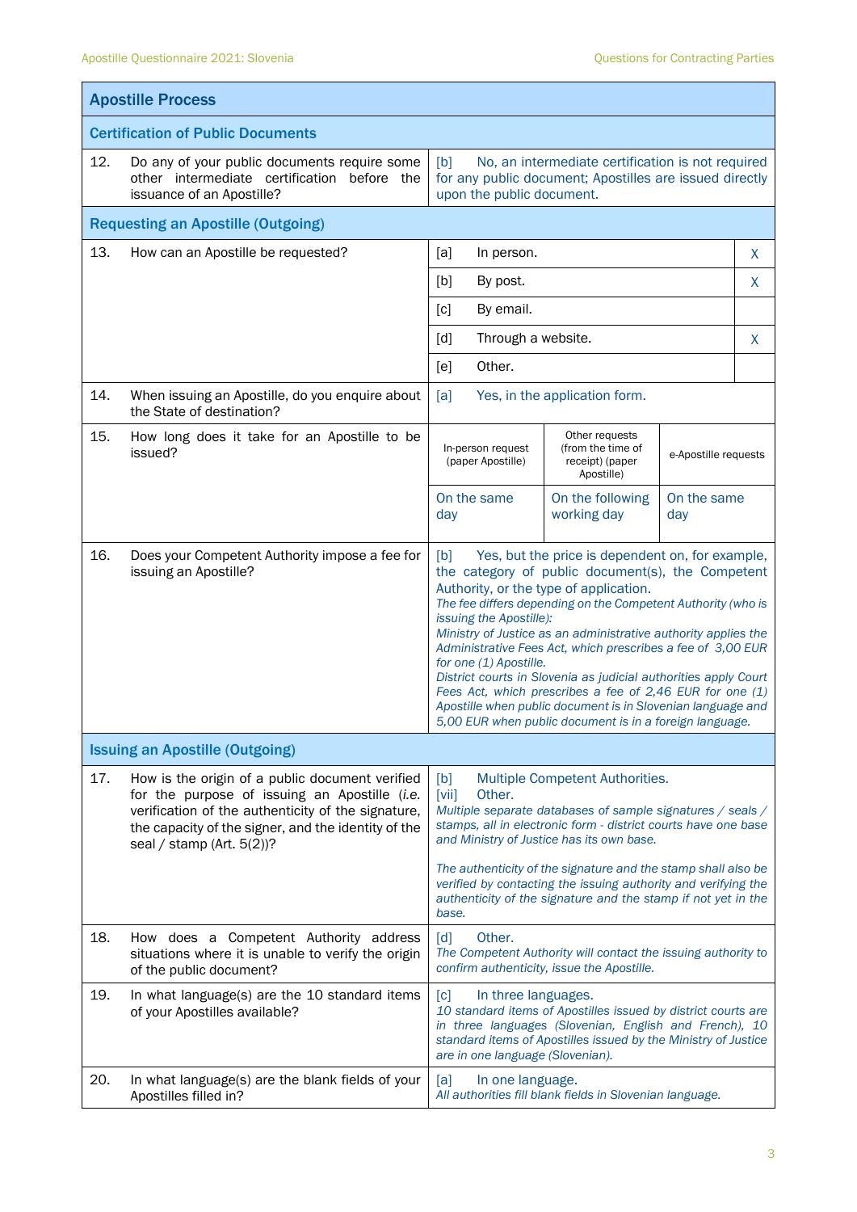## Apostille Process

### Certification of Public Documents

| | | |
|---|---|---|
| 12. | Do any of your public documents require some other intermediate certification before the issuance of an Apostille? | [b] No, an intermediate certification is not required for any public document; Apostilles are issued directly upon the public document. |

### Requesting an Apostille (Outgoing)

| | | | | |
|---|---|---|---|---|
| 13. | How can an Apostille be requested? | [a] | In person. | X |
| | | [b] | By post. | X |
| | | [c] | By email. | |
| | | [d] | Through a website. | X |
| | | [e] | Other. | |

| | | |
|---|---|---|
| 14. | When issuing an Apostille, do you enquire about the State of destination? | [a] Yes, in the application form. |

| | | | | |
|---|---|---|---|---|
| 15. | How long does it take for an Apostille to be issued? | In-person request (paper Apostille) | Other requests (from the time of receipt) (paper Apostille) | e-Apostille requests |
| | | On the same day | On the following working day | On the same day |

| | | |
|---|---|---|
| 16. | Does your Competent Authority impose a fee for issuing an Apostille? | [b] Yes, but the price is dependent on, for example, the category of public document(s), the Competent Authority, or the type of application.<br>*The fee differs depending on the Competent Authority (who is issuing the Apostille):*<br>*Ministry of Justice as an administrative authority applies the Administrative Fees Act, which prescribes a fee of 3,00 EUR for one (1) Apostille.*<br>*District courts in Slovenia as judicial authorities apply Court Fees Act, which prescribes a fee of 2,46 EUR for one (1) Apostille when public document is in Slovenian language and 5,00 EUR when public document is in a foreign language.* |

### Issuing an Apostille (Outgoing)

| | | |
|---|---|---|
| 17. | How is the origin of a public document verified for the purpose of issuing an Apostille (*i.e.* verification of the authenticity of the signature, the capacity of the signer, and the identity of the seal / stamp (Art. 5(2))? | [b] Multiple Competent Authorities.<br>[vii] Other.<br>*Multiple separate databases of sample signatures / seals / stamps, all in electronic form - district courts have one base and Ministry of Justice has its own base.*<br><br>*The authenticity of the signature and the stamp shall also be verified by contacting the issuing authority and verifying the authenticity of the signature and the stamp if not yet in the base.* |
| 18. | How does a Competent Authority address situations where it is unable to verify the origin of the public document? | [d] Other.<br>*The Competent Authority will contact the issuing authority to confirm authenticity, issue the Apostille.* |
| 19. | In what language(s) are the 10 standard items of your Apostilles available? | [c] In three languages.<br>*10 standard items of Apostilles issued by district courts are in three languages (Slovenian, English and French), 10 standard items of Apostilles issued by the Ministry of Justice are in one language (Slovenian).* |
| 20. | In what language(s) are the blank fields of your Apostilles filled in? | [a] In one language.<br>*All authorities fill blank fields in Slovenian language.* |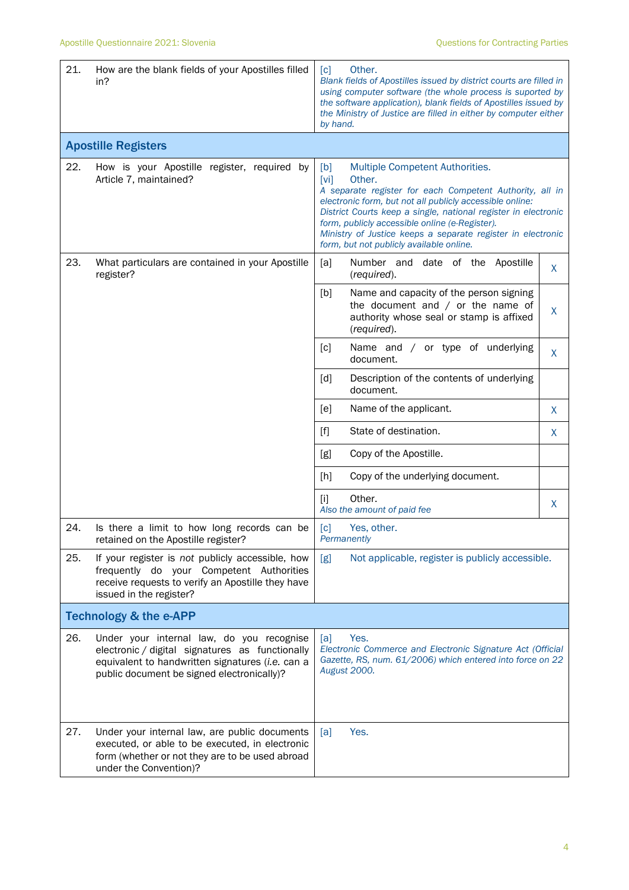| | Question | Answer | |
|---|---|---|---|
| 21. | How are the blank fields of your Apostilles filled in? | [c] Other.<br>*Blank fields of Apostilles issued by district courts are filled in using computer software (the whole process is suported by the software application), blank fields of Apostilles issued by the Ministry of Justice are filled in either by computer either by hand.* | |

## Apostille Registers

| | Question | Answer | |
|---|---|---|---|
| 22. | How is your Apostille register, required by Article 7, maintained? | [b] Multiple Competent Authorities.<br>[vi] Other.<br>*A separate register for each Competent Authority, all in electronic form, but not all publicly accessible online:*<br>*District Courts keep a single, national register in electronic form, publicly accessible online (e-Register).*<br>*Ministry of Justice keeps a separate register in electronic form, but not publicly available online.* | |
| 23. | What particulars are contained in your Apostille register? | [a] Number and date of the Apostille (*required*). | X |
| | | [b] Name and capacity of the person signing the document and / or the name of authority whose seal or stamp is affixed (*required*). | X |
| | | [c] Name and / or type of underlying document. | X |
| | | [d] Description of the contents of underlying document. | |
| | | [e] Name of the applicant. | X |
| | | [f] State of destination. | X |
| | | [g] Copy of the Apostille. | |
| | | [h] Copy of the underlying document. | |
| | | [i] Other.<br>*Also the amount of paid fee* | X |
| 24. | Is there a limit to how long records can be retained on the Apostille register? | [c] Yes, other.<br>*Permanently* | |
| 25. | If your register is *not* publicly accessible, how frequently do your Competent Authorities receive requests to verify an Apostille they have issued in the register? | [g] Not applicable, register is publicly accessible. | |

## Technology & the e-APP

| | Question | Answer |
|---|---|---|
| 26. | Under your internal law, do you recognise electronic / digital signatures as functionally equivalent to handwritten signatures (*i.e.* can a public document be signed electronically)? | [a] Yes.<br>*Electronic Commerce and Electronic Signature Act (Official Gazette, RS, num. 61/2006) which entered into force on 22 August 2000.* |
| 27. | Under your internal law, are public documents executed, or able to be executed, in electronic form (whether or not they are to be used abroad under the Convention)? | [a] Yes. |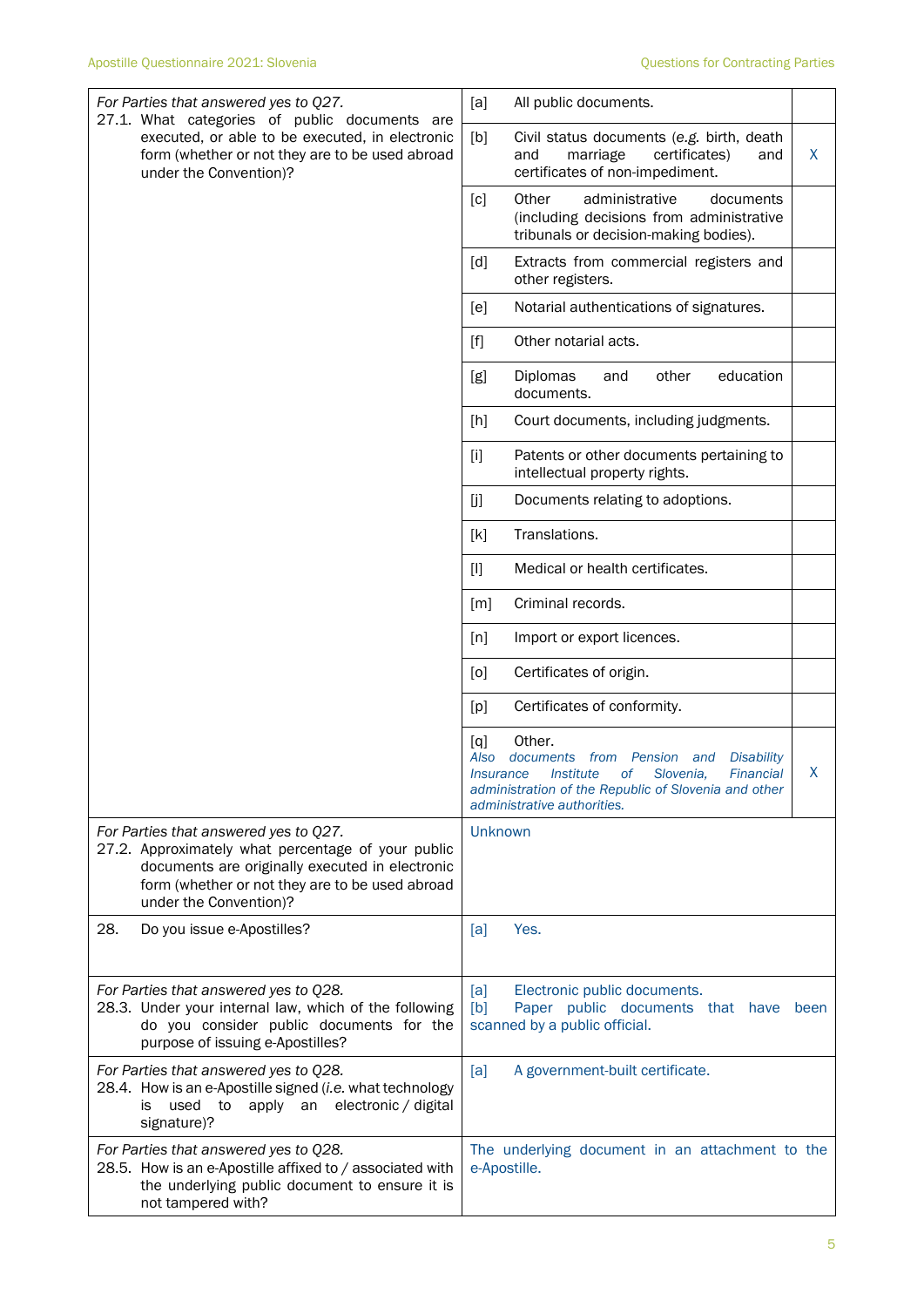| | | |
|---|---|---|
| *For Parties that answered yes to Q27.*<br>27.1. What categories of public documents are executed, or able to be executed, in electronic form (whether or not they are to be used abroad under the Convention)? | [a] All public documents. | |
| | [b] Civil status documents (*e.g.* birth, death and marriage certificates) and certificates of non-impediment. | X |
| | [c] Other administrative documents (including decisions from administrative tribunals or decision-making bodies). | |
| | [d] Extracts from commercial registers and other registers. | |
| | [e] Notarial authentications of signatures. | |
| | [f] Other notarial acts. | |
| | [g] Diplomas and other education documents. | |
| | [h] Court documents, including judgments. | |
| | [i] Patents or other documents pertaining to intellectual property rights. | |
| | [j] Documents relating to adoptions. | |
| | [k] Translations. | |
| | [l] Medical or health certificates. | |
| | [m] Criminal records. | |
| | [n] Import or export licences. | |
| | [o] Certificates of origin. | |
| | [p] Certificates of conformity. | |
| | [q] Other.<br>*Also documents from Pension and Disability Insurance Institute of Slovenia, Financial administration of the Republic of Slovenia and other administrative authorities.* | X |
| *For Parties that answered yes to Q27.*<br>27.2. Approximately what percentage of your public documents are originally executed in electronic form (whether or not they are to be used abroad under the Convention)? | Unknown | |
| 28. Do you issue e-Apostilles? | [a] Yes. | |
| *For Parties that answered yes to Q28.*<br>28.3. Under your internal law, which of the following do you consider public documents for the purpose of issuing e-Apostilles? | [a] Electronic public documents.<br>[b] Paper public documents that have been scanned by a public official. | |
| *For Parties that answered yes to Q28.*<br>28.4. How is an e-Apostille signed (*i.e.* what technology is used to apply an electronic / digital signature)? | [a] A government-built certificate. | |
| *For Parties that answered yes to Q28.*<br>28.5. How is an e-Apostille affixed to / associated with the underlying public document to ensure it is not tampered with? | The underlying document in an attachment to the e-Apostille. | |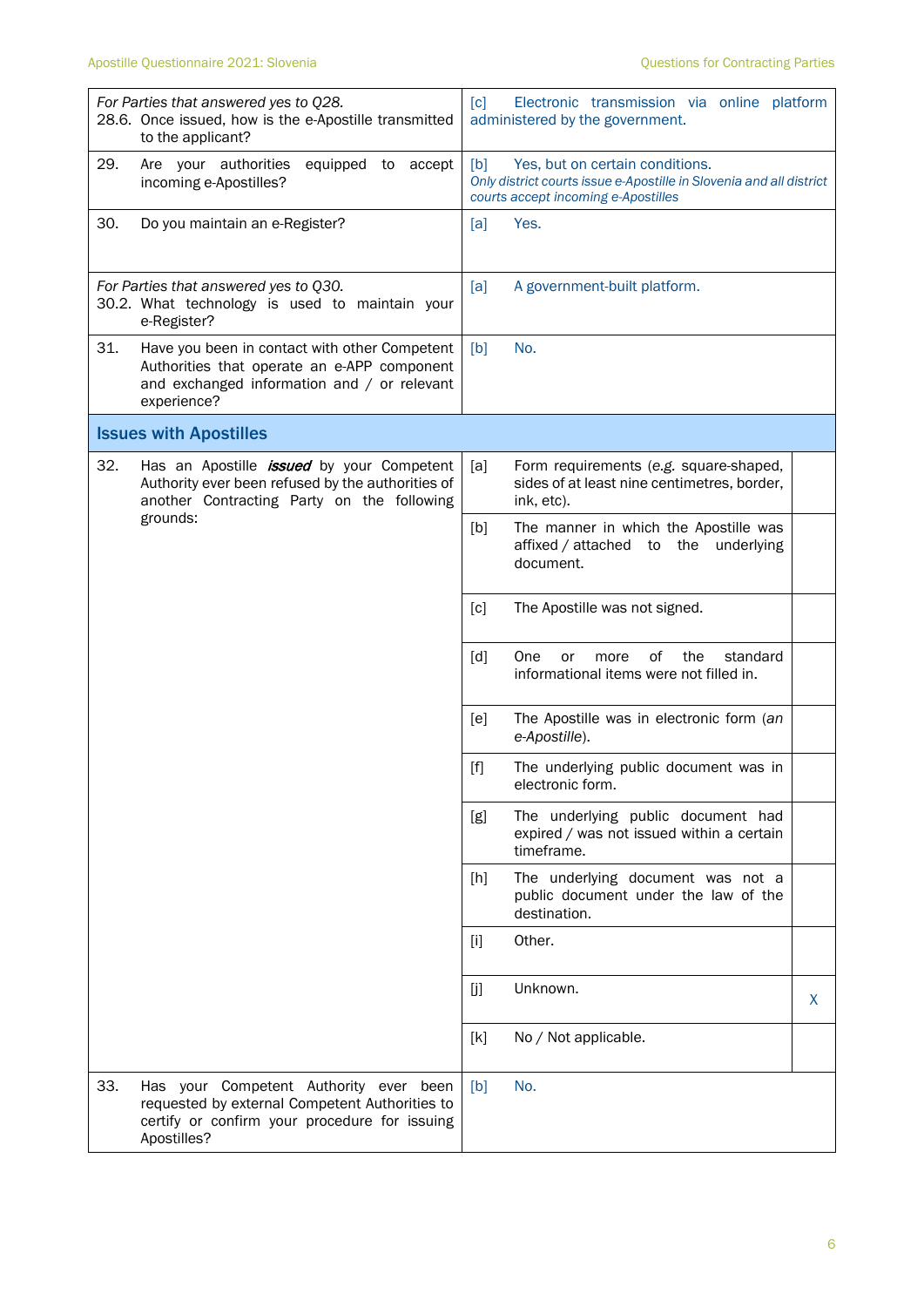| | | |
|---|---|---|
| *For Parties that answered yes to Q28.*<br>28.6. Once issued, how is the e-Apostille transmitted to the applicant? | [c] Electronic transmission via online platform administered by the government. | |
| 29. Are your authorities equipped to accept incoming e-Apostilles? | [b] Yes, but on certain conditions.<br>*Only district courts issue e-Apostille in Slovenia and all district courts accept incoming e-Apostilles* | |
| 30. Do you maintain an e-Register? | [a] Yes. | |
| *For Parties that answered yes to Q30.*<br>30.2. What technology is used to maintain your e-Register? | [a] A government-built platform. | |
| 31. Have you been in contact with other Competent Authorities that operate an e-APP component and exchanged information and / or relevant experience? | [b] No. | |
| **Issues with Apostilles** | | |
| 32. Has an Apostille ***issued*** by your Competent Authority ever been refused by the authorities of another Contracting Party on the following grounds: | [a] Form requirements (*e.g.* square-shaped, sides of at least nine centimetres, border, ink, etc). | |
| | [b] The manner in which the Apostille was affixed / attached to the underlying document. | |
| | [c] The Apostille was not signed. | |
| | [d] One or more of the standard informational items were not filled in. | |
| | [e] The Apostille was in electronic form (*an e-Apostille*). | |
| | [f] The underlying public document was in electronic form. | |
| | [g] The underlying public document had expired / was not issued within a certain timeframe. | |
| | [h] The underlying document was not a public document under the law of the destination. | |
| | [i] Other. | |
| | [j] Unknown. | X |
| | [k] No / Not applicable. | |
| 33. Has your Competent Authority ever been requested by external Competent Authorities to certify or confirm your procedure for issuing Apostilles? | [b] No. | |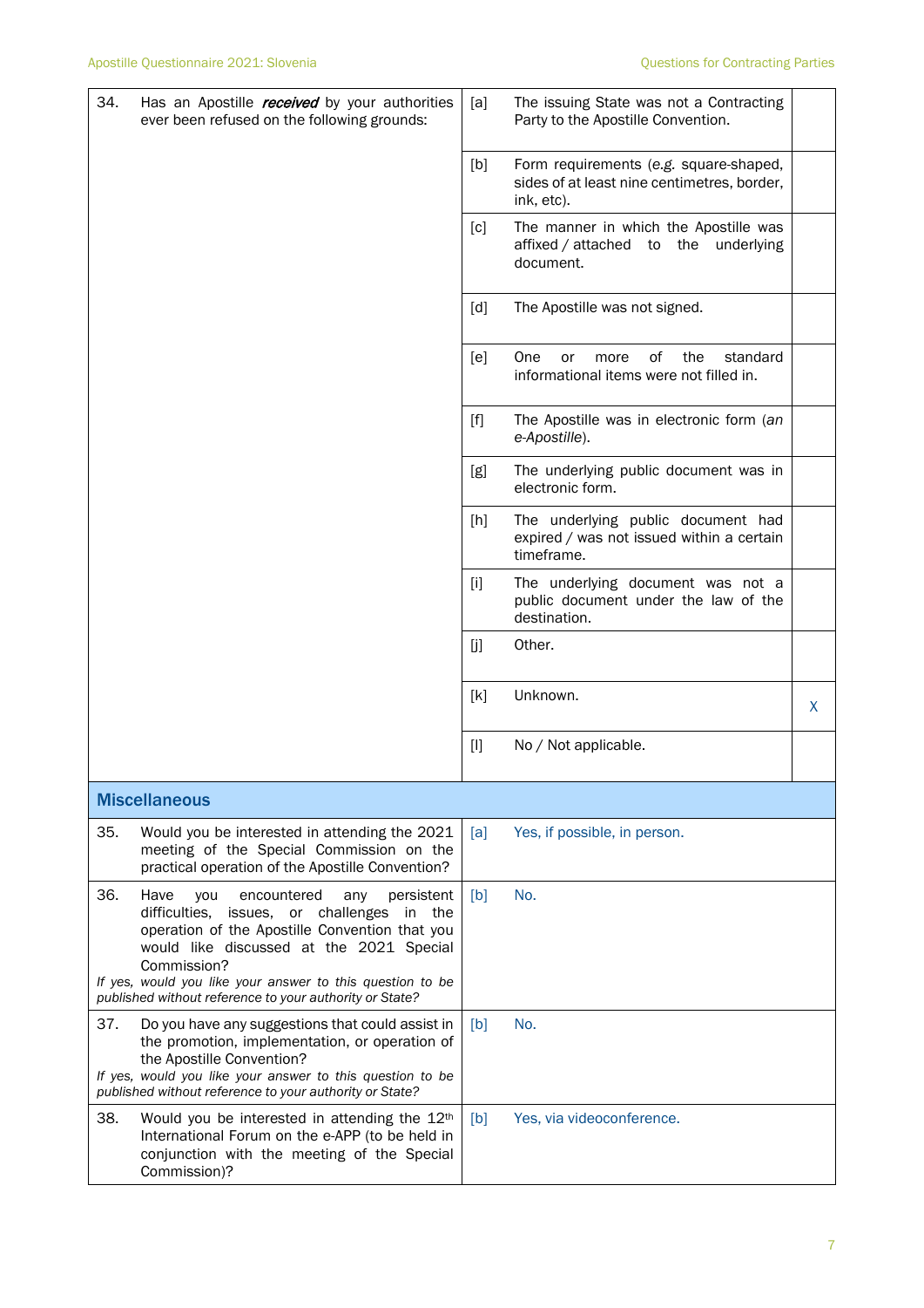| | | | |
|---|---|---|---|
| 34. Has an Apostille ***received*** by your authorities ever been refused on the following grounds: | [a] | The issuing State was not a Contracting Party to the Apostille Convention. | |
| | [b] | Form requirements (*e.g.* square-shaped, sides of at least nine centimetres, border, ink, etc). | |
| | [c] | The manner in which the Apostille was affixed / attached to the underlying document. | |
| | [d] | The Apostille was not signed. | |
| | [e] | One or more of the standard informational items were not filled in. | |
| | [f] | The Apostille was in electronic form (*an e-Apostille*). | |
| | [g] | The underlying public document was in electronic form. | |
| | [h] | The underlying public document had expired / was not issued within a certain timeframe. | |
| | [i] | The underlying document was not a public document under the law of the destination. | |
| | [j] | Other. | |
| | [k] | Unknown. | X |
| | [l] | No / Not applicable. | |

## Miscellaneous

| | | |
|---|---|---|
| 35. Would you be interested in attending the 2021 meeting of the Special Commission on the practical operation of the Apostille Convention? | [a] | Yes, if possible, in person. |
| 36. Have you encountered any persistent difficulties, issues, or challenges in the operation of the Apostille Convention that you would like discussed at the 2021 Special Commission? *If yes, would you like your answer to this question to be published without reference to your authority or State?* | [b] | No. |
| 37. Do you have any suggestions that could assist in the promotion, implementation, or operation of the Apostille Convention? *If yes, would you like your answer to this question to be published without reference to your authority or State?* | [b] | No. |
| 38. Would you be interested in attending the 12th International Forum on the e-APP (to be held in conjunction with the meeting of the Special Commission)? | [b] | Yes, via videoconference. |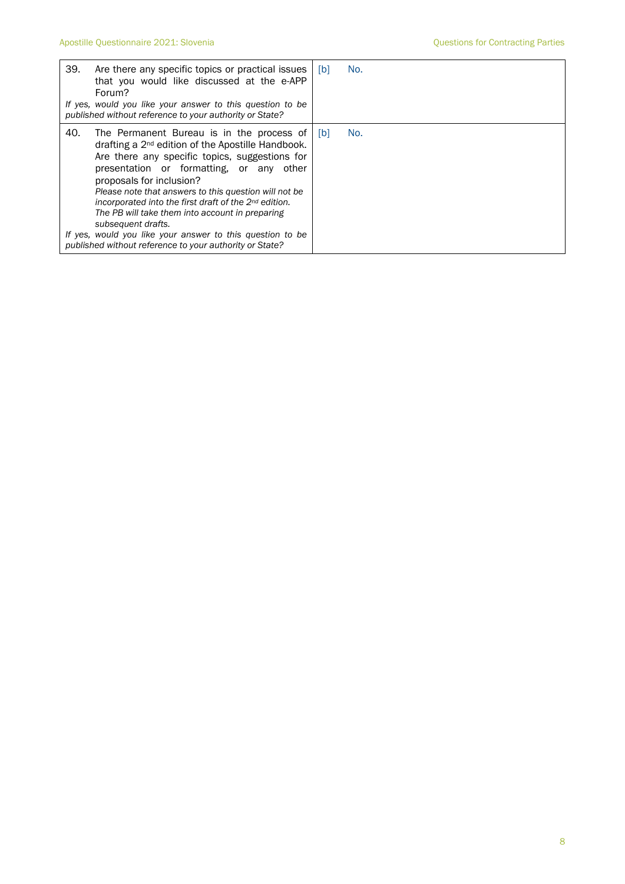| | |
|---|---|
| 39. Are there any specific topics or practical issues that you would like discussed at the e-APP Forum?<br>*If yes, would you like your answer to this question to be published without reference to your authority or State?* | [b] No. |
| 40. The Permanent Bureau is in the process of drafting a 2nd edition of the Apostille Handbook. Are there any specific topics, suggestions for presentation or formatting, or any other proposals for inclusion?<br>*Please note that answers to this question will not be incorporated into the first draft of the 2nd edition. The PB will take them into account in preparing subsequent drafts.*<br>*If yes, would you like your answer to this question to be published without reference to your authority or State?* | [b] No. |